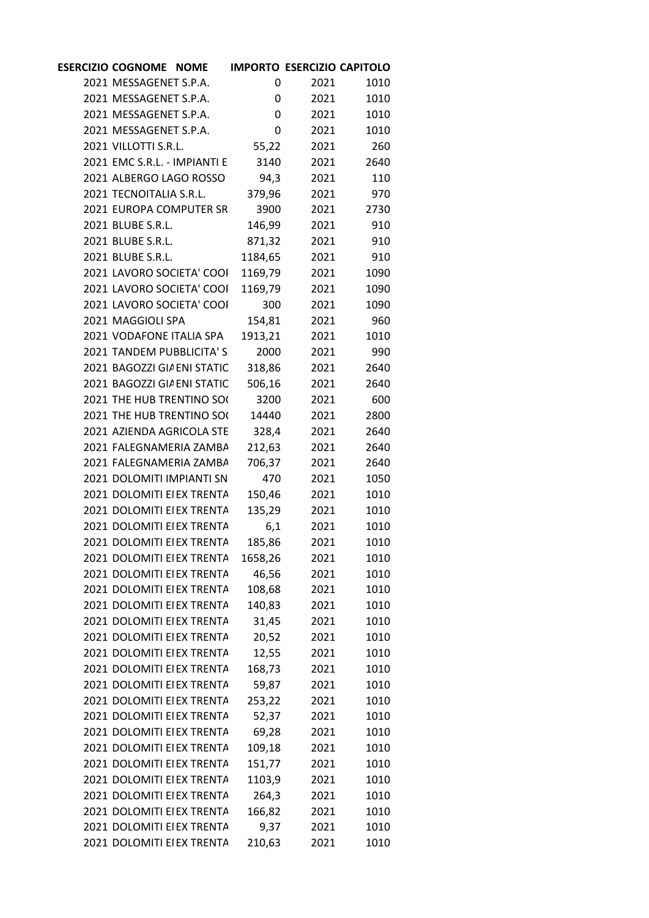| ESERCIZIO | COGNOME | NOME | IMPORTO | ESERCIZIO | CAPITOLO |
|---|---|---|---|---|---|
| 2021 | MESSAGENET S.P.A. | | 0 | 2021 | 1010 |
| 2021 | MESSAGENET S.P.A. | | 0 | 2021 | 1010 |
| 2021 | MESSAGENET S.P.A. | | 0 | 2021 | 1010 |
| 2021 | MESSAGENET S.P.A. | | 0 | 2021 | 1010 |
| 2021 | VILLOTTI S.R.L. | | 55,22 | 2021 | 260 |
| 2021 | EMC S.R.L. - IMPIANTI E | | 3140 | 2021 | 2640 |
| 2021 | ALBERGO LAGO ROSSO | | 94,3 | 2021 | 110 |
| 2021 | TECNOITALIA S.R.L. | | 379,96 | 2021 | 970 |
| 2021 | EUROPA COMPUTER SR | | 3900 | 2021 | 2730 |
| 2021 | BLUBE S.R.L. | | 146,99 | 2021 | 910 |
| 2021 | BLUBE S.R.L. | | 871,32 | 2021 | 910 |
| 2021 | BLUBE S.R.L. | | 1184,65 | 2021 | 910 |
| 2021 | LAVORO SOCIETA' COOI | | 1169,79 | 2021 | 1090 |
| 2021 | LAVORO SOCIETA' COOI | | 1169,79 | 2021 | 1090 |
| 2021 | LAVORO SOCIETA' COOI | | 300 | 2021 | 1090 |
| 2021 | MAGGIOLI SPA | | 154,81 | 2021 | 960 |
| 2021 | VODAFONE ITALIA SPA | | 1913,21 | 2021 | 1010 |
| 2021 | TANDEM PUBBLICITA' S | | 2000 | 2021 | 990 |
| 2021 | BAGOZZI GIA | ENI STATIC | 318,86 | 2021 | 2640 |
| 2021 | BAGOZZI GIA | ENI STATIC | 506,16 | 2021 | 2640 |
| 2021 | THE HUB TRENTINO SO( | | 3200 | 2021 | 600 |
| 2021 | THE HUB TRENTINO SO( | | 14440 | 2021 | 2800 |
| 2021 | AZIENDA AGRICOLA STE | | 328,4 | 2021 | 2640 |
| 2021 | FALEGNAMERIA ZAMBA | | 212,63 | 2021 | 2640 |
| 2021 | FALEGNAMERIA ZAMBA | | 706,37 | 2021 | 2640 |
| 2021 | DOLOMITI IMPIANTI SN | | 470 | 2021 | 1050 |
| 2021 | DOLOMITI EI | EX TRENTA | 150,46 | 2021 | 1010 |
| 2021 | DOLOMITI EI | EX TRENTA | 135,29 | 2021 | 1010 |
| 2021 | DOLOMITI EI | EX TRENTA | 6,1 | 2021 | 1010 |
| 2021 | DOLOMITI EI | EX TRENTA | 185,86 | 2021 | 1010 |
| 2021 | DOLOMITI EI | EX TRENTA | 1658,26 | 2021 | 1010 |
| 2021 | DOLOMITI EI | EX TRENTA | 46,56 | 2021 | 1010 |
| 2021 | DOLOMITI EI | EX TRENTA | 108,68 | 2021 | 1010 |
| 2021 | DOLOMITI EI | EX TRENTA | 140,83 | 2021 | 1010 |
| 2021 | DOLOMITI EI | EX TRENTA | 31,45 | 2021 | 1010 |
| 2021 | DOLOMITI EI | EX TRENTA | 20,52 | 2021 | 1010 |
| 2021 | DOLOMITI EI | EX TRENTA | 12,55 | 2021 | 1010 |
| 2021 | DOLOMITI EI | EX TRENTA | 168,73 | 2021 | 1010 |
| 2021 | DOLOMITI EI | EX TRENTA | 59,87 | 2021 | 1010 |
| 2021 | DOLOMITI EI | EX TRENTA | 253,22 | 2021 | 1010 |
| 2021 | DOLOMITI EI | EX TRENTA | 52,37 | 2021 | 1010 |
| 2021 | DOLOMITI EI | EX TRENTA | 69,28 | 2021 | 1010 |
| 2021 | DOLOMITI EI | EX TRENTA | 109,18 | 2021 | 1010 |
| 2021 | DOLOMITI EI | EX TRENTA | 151,77 | 2021 | 1010 |
| 2021 | DOLOMITI EI | EX TRENTA | 1103,9 | 2021 | 1010 |
| 2021 | DOLOMITI EI | EX TRENTA | 264,3 | 2021 | 1010 |
| 2021 | DOLOMITI EI | EX TRENTA | 166,82 | 2021 | 1010 |
| 2021 | DOLOMITI EI | EX TRENTA | 9,37 | 2021 | 1010 |
| 2021 | DOLOMITI EI | EX TRENTA | 210,63 | 2021 | 1010 |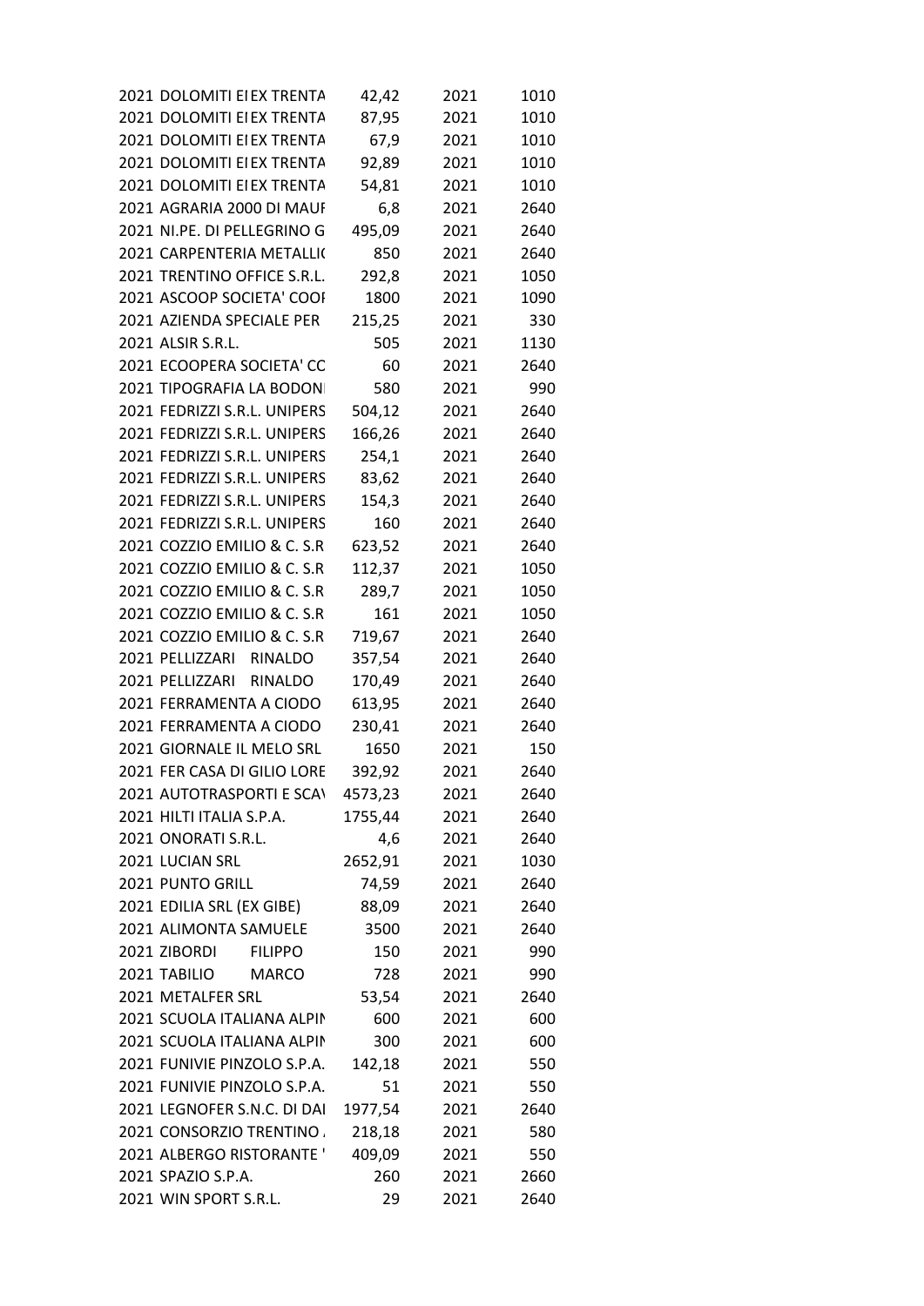| | | | | |
|---|---|---|---|---|
| 2021 | DOLOMITI EI EX TRENTA | 42,42 | 2021 | 1010 |
| 2021 | DOLOMITI EI EX TRENTA | 87,95 | 2021 | 1010 |
| 2021 | DOLOMITI EI EX TRENTA | 67,9 | 2021 | 1010 |
| 2021 | DOLOMITI EI EX TRENTA | 92,89 | 2021 | 1010 |
| 2021 | DOLOMITI EI EX TRENTA | 54,81 | 2021 | 1010 |
| 2021 | AGRARIA 2000 DI MAUF | 6,8 | 2021 | 2640 |
| 2021 | NI.PE. DI PELLEGRINO G | 495,09 | 2021 | 2640 |
| 2021 | CARPENTERIA METALLI( | 850 | 2021 | 2640 |
| 2021 | TRENTINO OFFICE S.R.L. | 292,8 | 2021 | 1050 |
| 2021 | ASCOOP SOCIETA' COOI | 1800 | 2021 | 1090 |
| 2021 | AZIENDA SPECIALE PER | 215,25 | 2021 | 330 |
| 2021 | ALSIR S.R.L. | 505 | 2021 | 1130 |
| 2021 | ECOOPERA SOCIETA' CC | 60 | 2021 | 2640 |
| 2021 | TIPOGRAFIA LA BODONI | 580 | 2021 | 990 |
| 2021 | FEDRIZZI S.R.L. UNIPERS | 504,12 | 2021 | 2640 |
| 2021 | FEDRIZZI S.R.L. UNIPERS | 166,26 | 2021 | 2640 |
| 2021 | FEDRIZZI S.R.L. UNIPERS | 254,1 | 2021 | 2640 |
| 2021 | FEDRIZZI S.R.L. UNIPERS | 83,62 | 2021 | 2640 |
| 2021 | FEDRIZZI S.R.L. UNIPERS | 154,3 | 2021 | 2640 |
| 2021 | FEDRIZZI S.R.L. UNIPERS | 160 | 2021 | 2640 |
| 2021 | COZZIO EMILIO & C. S.R | 623,52 | 2021 | 2640 |
| 2021 | COZZIO EMILIO & C. S.R | 112,37 | 2021 | 1050 |
| 2021 | COZZIO EMILIO & C. S.R | 289,7 | 2021 | 1050 |
| 2021 | COZZIO EMILIO & C. S.R | 161 | 2021 | 1050 |
| 2021 | COZZIO EMILIO & C. S.R | 719,67 | 2021 | 2640 |
| 2021 | PELLIZZARI RINALDO | 357,54 | 2021 | 2640 |
| 2021 | PELLIZZARI RINALDO | 170,49 | 2021 | 2640 |
| 2021 | FERRAMENTA A CIODO | 613,95 | 2021 | 2640 |
| 2021 | FERRAMENTA A CIODO | 230,41 | 2021 | 2640 |
| 2021 | GIORNALE IL MELO SRL | 1650 | 2021 | 150 |
| 2021 | FER CASA DI GILIO LORE | 392,92 | 2021 | 2640 |
| 2021 | AUTOTRASPORTI E SCA\ | 4573,23 | 2021 | 2640 |
| 2021 | HILTI ITALIA S.P.A. | 1755,44 | 2021 | 2640 |
| 2021 | ONORATI S.R.L. | 4,6 | 2021 | 2640 |
| 2021 | LUCIAN SRL | 2652,91 | 2021 | 1030 |
| 2021 | PUNTO GRILL | 74,59 | 2021 | 2640 |
| 2021 | EDILIA SRL (EX GIBE) | 88,09 | 2021 | 2640 |
| 2021 | ALIMONTA SAMUELE | 3500 | 2021 | 2640 |
| 2021 | ZIBORDI FILIPPO | 150 | 2021 | 990 |
| 2021 | TABILIO MARCO | 728 | 2021 | 990 |
| 2021 | METALFER SRL | 53,54 | 2021 | 2640 |
| 2021 | SCUOLA ITALIANA ALPIN | 600 | 2021 | 600 |
| 2021 | SCUOLA ITALIANA ALPIN | 300 | 2021 | 600 |
| 2021 | FUNIVIE PINZOLO S.P.A. | 142,18 | 2021 | 550 |
| 2021 | FUNIVIE PINZOLO S.P.A. | 51 | 2021 | 550 |
| 2021 | LEGNOFER S.N.C. DI DAI | 1977,54 | 2021 | 2640 |
| 2021 | CONSORZIO TRENTINO . | 218,18 | 2021 | 580 |
| 2021 | ALBERGO RISTORANTE ' | 409,09 | 2021 | 550 |
| 2021 | SPAZIO S.P.A. | 260 | 2021 | 2660 |
| 2021 | WIN SPORT S.R.L. | 29 | 2021 | 2640 |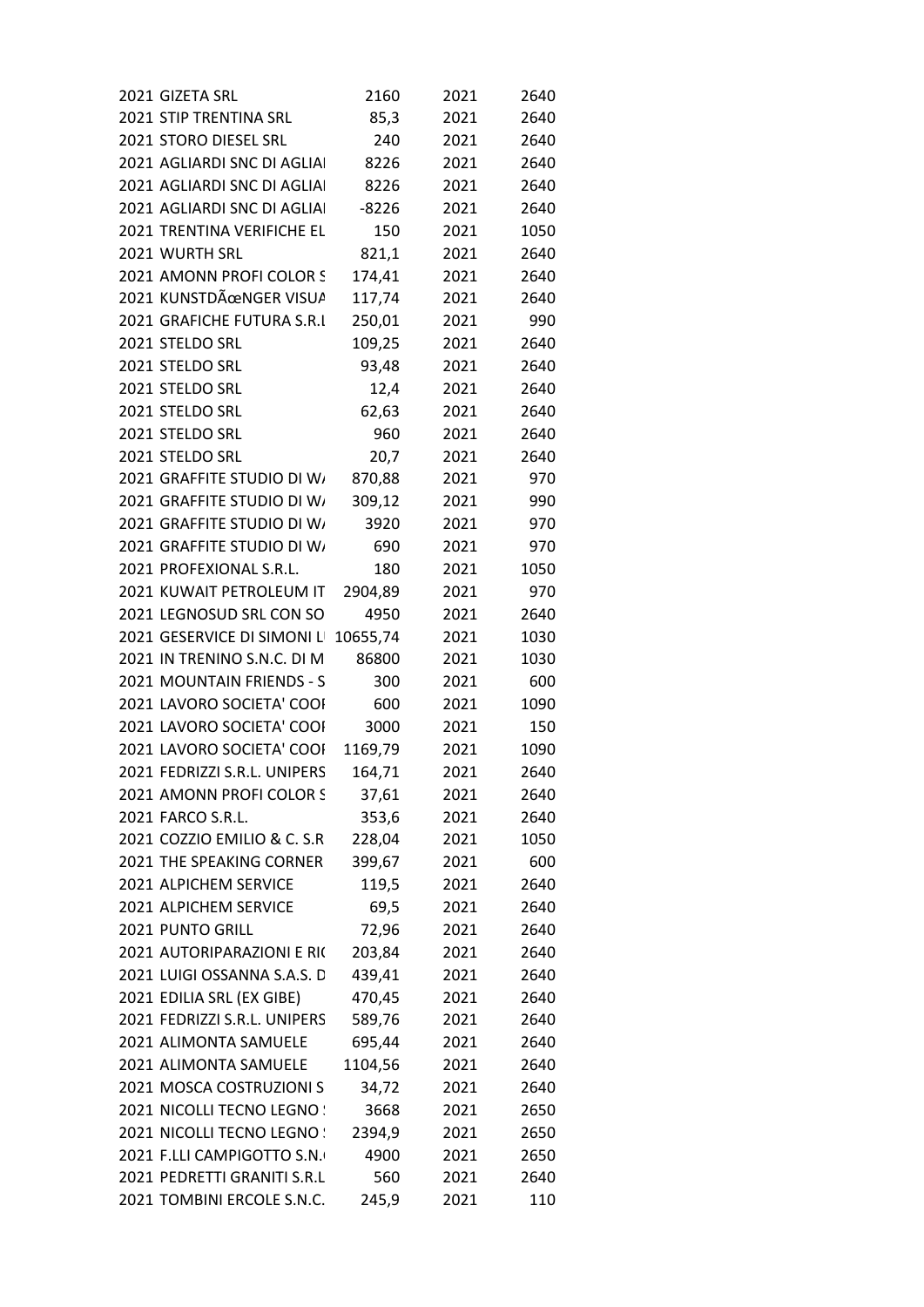| | | | | |
|---|---|---|---|---|
| 2021 | GIZETA SRL | 2160 | 2021 | 2640 |
| 2021 | STIP TRENTINA SRL | 85,3 | 2021 | 2640 |
| 2021 | STORO DIESEL SRL | 240 | 2021 | 2640 |
| 2021 | AGLIARDI SNC DI AGLIAI | 8226 | 2021 | 2640 |
| 2021 | AGLIARDI SNC DI AGLIAI | 8226 | 2021 | 2640 |
| 2021 | AGLIARDI SNC DI AGLIAI | -8226 | 2021 | 2640 |
| 2021 | TRENTINA VERIFICHE EL | 150 | 2021 | 1050 |
| 2021 | WURTH SRL | 821,1 | 2021 | 2640 |
| 2021 | AMONN PROFI COLOR S | 174,41 | 2021 | 2640 |
| 2021 | KUNSTDÃœNGER VISUA | 117,74 | 2021 | 2640 |
| 2021 | GRAFICHE FUTURA S.R.L | 250,01 | 2021 | 990 |
| 2021 | STELDO SRL | 109,25 | 2021 | 2640 |
| 2021 | STELDO SRL | 93,48 | 2021 | 2640 |
| 2021 | STELDO SRL | 12,4 | 2021 | 2640 |
| 2021 | STELDO SRL | 62,63 | 2021 | 2640 |
| 2021 | STELDO SRL | 960 | 2021 | 2640 |
| 2021 | STELDO SRL | 20,7 | 2021 | 2640 |
| 2021 | GRAFFITE STUDIO DI WA | 870,88 | 2021 | 970 |
| 2021 | GRAFFITE STUDIO DI WA | 309,12 | 2021 | 990 |
| 2021 | GRAFFITE STUDIO DI WA | 3920 | 2021 | 970 |
| 2021 | GRAFFITE STUDIO DI WA | 690 | 2021 | 970 |
| 2021 | PROFEXIONAL S.R.L. | 180 | 2021 | 1050 |
| 2021 | KUWAIT PETROLEUM IT | 2904,89 | 2021 | 970 |
| 2021 | LEGNOSUD SRL CON SO | 4950 | 2021 | 2640 |
| 2021 | GESERVICE DI SIMONI LI | 10655,74 | 2021 | 1030 |
| 2021 | IN TRENINO S.N.C. DI M | 86800 | 2021 | 1030 |
| 2021 | MOUNTAIN FRIENDS - S | 300 | 2021 | 600 |
| 2021 | LAVORO SOCIETA' COOI | 600 | 2021 | 1090 |
| 2021 | LAVORO SOCIETA' COOI | 3000 | 2021 | 150 |
| 2021 | LAVORO SOCIETA' COOI | 1169,79 | 2021 | 1090 |
| 2021 | FEDRIZZI S.R.L. UNIPERS | 164,71 | 2021 | 2640 |
| 2021 | AMONN PROFI COLOR S | 37,61 | 2021 | 2640 |
| 2021 | FARCO S.R.L. | 353,6 | 2021 | 2640 |
| 2021 | COZZIO EMILIO & C. S.R | 228,04 | 2021 | 1050 |
| 2021 | THE SPEAKING CORNER | 399,67 | 2021 | 600 |
| 2021 | ALPICHEM SERVICE | 119,5 | 2021 | 2640 |
| 2021 | ALPICHEM SERVICE | 69,5 | 2021 | 2640 |
| 2021 | PUNTO GRILL | 72,96 | 2021 | 2640 |
| 2021 | AUTORIPARAZIONI E RI( | 203,84 | 2021 | 2640 |
| 2021 | LUIGI OSSANNA S.A.S. D | 439,41 | 2021 | 2640 |
| 2021 | EDILIA SRL (EX GIBE) | 470,45 | 2021 | 2640 |
| 2021 | FEDRIZZI S.R.L. UNIPERS | 589,76 | 2021 | 2640 |
| 2021 | ALIMONTA SAMUELE | 695,44 | 2021 | 2640 |
| 2021 | ALIMONTA SAMUELE | 1104,56 | 2021 | 2640 |
| 2021 | MOSCA COSTRUZIONI S | 34,72 | 2021 | 2640 |
| 2021 | NICOLLI TECNO LEGNO ! | 3668 | 2021 | 2650 |
| 2021 | NICOLLI TECNO LEGNO ! | 2394,9 | 2021 | 2650 |
| 2021 | F.LLI CAMPIGOTTO S.N.( | 4900 | 2021 | 2650 |
| 2021 | PEDRETTI GRANITI S.R.L | 560 | 2021 | 2640 |
| 2021 | TOMBINI ERCOLE S.N.C. | 245,9 | 2021 | 110 |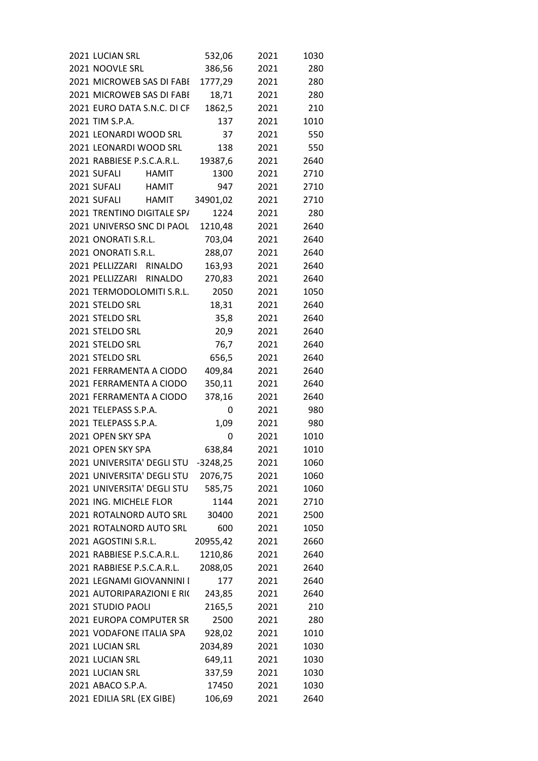| | | | | |
|---|---|---|---|---|
| 2021 | LUCIAN SRL | 532,06 | 2021 | 1030 |
| 2021 | NOOVLE SRL | 386,56 | 2021 | 280 |
| 2021 | MICROWEB SAS DI FABI | 1777,29 | 2021 | 280 |
| 2021 | MICROWEB SAS DI FABI | 18,71 | 2021 | 280 |
| 2021 | EURO DATA S.N.C. DI CF | 1862,5 | 2021 | 210 |
| 2021 | TIM S.P.A. | 137 | 2021 | 1010 |
| 2021 | LEONARDI WOOD SRL | 37 | 2021 | 550 |
| 2021 | LEONARDI WOOD SRL | 138 | 2021 | 550 |
| 2021 | RABBIESE P.S.C.A.R.L. | 19387,6 | 2021 | 2640 |
| 2021 | SUFALI HAMIT | 1300 | 2021 | 2710 |
| 2021 | SUFALI HAMIT | 947 | 2021 | 2710 |
| 2021 | SUFALI HAMIT | 34901,02 | 2021 | 2710 |
| 2021 | TRENTINO DIGITALE SPA | 1224 | 2021 | 280 |
| 2021 | UNIVERSO SNC DI PAOL | 1210,48 | 2021 | 2640 |
| 2021 | ONORATI S.R.L. | 703,04 | 2021 | 2640 |
| 2021 | ONORATI S.R.L. | 288,07 | 2021 | 2640 |
| 2021 | PELLIZZARI RINALDO | 163,93 | 2021 | 2640 |
| 2021 | PELLIZZARI RINALDO | 270,83 | 2021 | 2640 |
| 2021 | TERMODOLOMITI S.R.L. | 2050 | 2021 | 1050 |
| 2021 | STELDO SRL | 18,31 | 2021 | 2640 |
| 2021 | STELDO SRL | 35,8 | 2021 | 2640 |
| 2021 | STELDO SRL | 20,9 | 2021 | 2640 |
| 2021 | STELDO SRL | 76,7 | 2021 | 2640 |
| 2021 | STELDO SRL | 656,5 | 2021 | 2640 |
| 2021 | FERRAMENTA A CIODO | 409,84 | 2021 | 2640 |
| 2021 | FERRAMENTA A CIODO | 350,11 | 2021 | 2640 |
| 2021 | FERRAMENTA A CIODO | 378,16 | 2021 | 2640 |
| 2021 | TELEPASS S.P.A. | 0 | 2021 | 980 |
| 2021 | TELEPASS S.P.A. | 1,09 | 2021 | 980 |
| 2021 | OPEN SKY SPA | 0 | 2021 | 1010 |
| 2021 | OPEN SKY SPA | 638,84 | 2021 | 1010 |
| 2021 | UNIVERSITA' DEGLI STU | -3248,25 | 2021 | 1060 |
| 2021 | UNIVERSITA' DEGLI STU | 2076,75 | 2021 | 1060 |
| 2021 | UNIVERSITA' DEGLI STU | 585,75 | 2021 | 1060 |
| 2021 | ING. MICHELE FLOR | 1144 | 2021 | 2710 |
| 2021 | ROTALNORD AUTO SRL | 30400 | 2021 | 2500 |
| 2021 | ROTALNORD AUTO SRL | 600 | 2021 | 1050 |
| 2021 | AGOSTINI S.R.L. | 20955,42 | 2021 | 2660 |
| 2021 | RABBIESE P.S.C.A.R.L. | 1210,86 | 2021 | 2640 |
| 2021 | RABBIESE P.S.C.A.R.L. | 2088,05 | 2021 | 2640 |
| 2021 | LEGNAMI GIOVANNINI I | 177 | 2021 | 2640 |
| 2021 | AUTORIPARAZIONI E RI( | 243,85 | 2021 | 2640 |
| 2021 | STUDIO PAOLI | 2165,5 | 2021 | 210 |
| 2021 | EUROPA COMPUTER SR | 2500 | 2021 | 280 |
| 2021 | VODAFONE ITALIA SPA | 928,02 | 2021 | 1010 |
| 2021 | LUCIAN SRL | 2034,89 | 2021 | 1030 |
| 2021 | LUCIAN SRL | 649,11 | 2021 | 1030 |
| 2021 | LUCIAN SRL | 337,59 | 2021 | 1030 |
| 2021 | ABACO S.P.A. | 17450 | 2021 | 1030 |
| 2021 | EDILIA SRL (EX GIBE) | 106,69 | 2021 | 2640 |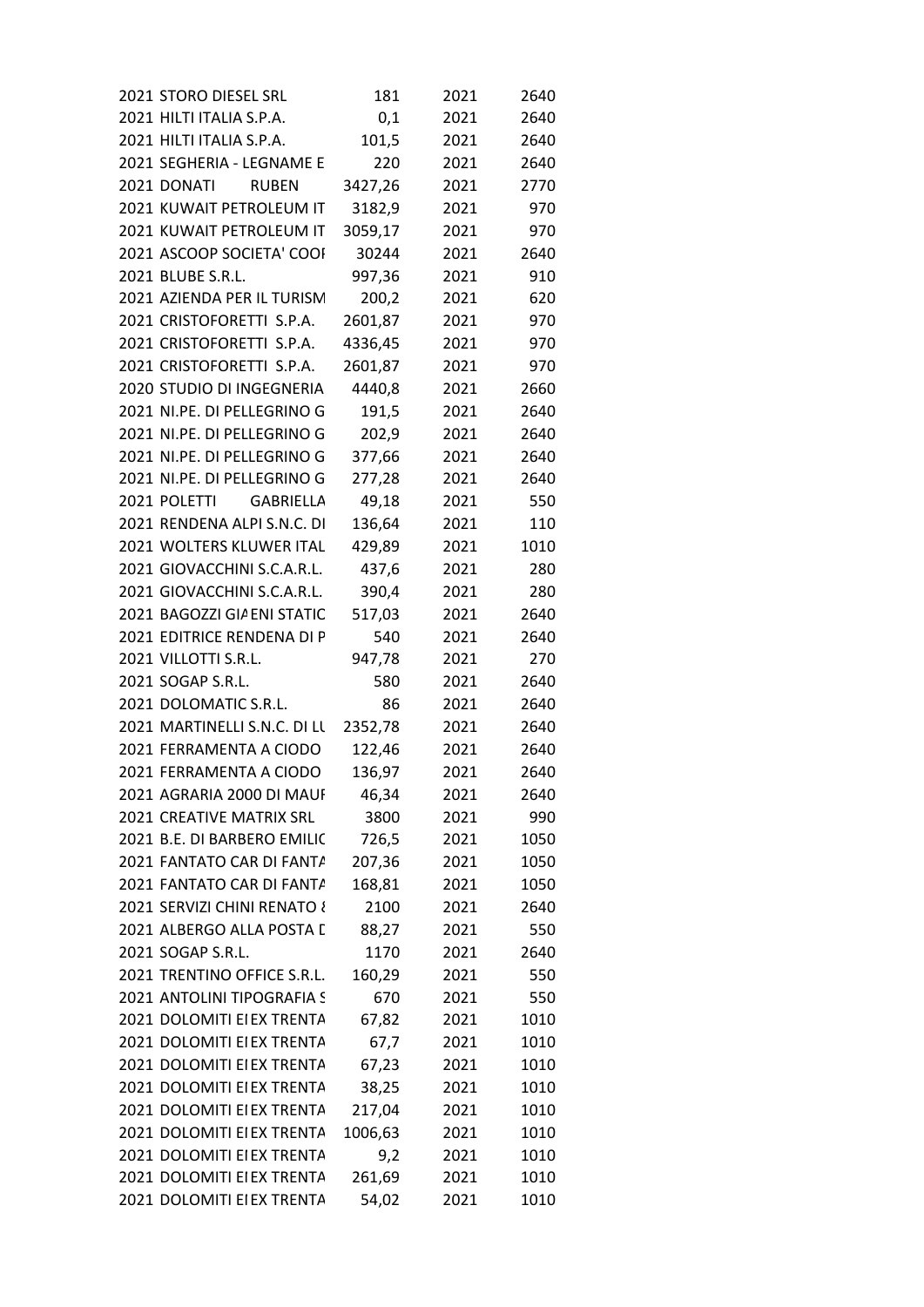| | | | | |
|---|---|---|---|---|
| 2021 | STORO DIESEL SRL | 181 | 2021 | 2640 |
| 2021 | HILTI ITALIA S.P.A. | 0,1 | 2021 | 2640 |
| 2021 | HILTI ITALIA S.P.A. | 101,5 | 2021 | 2640 |
| 2021 | SEGHERIA - LEGNAME E | 220 | 2021 | 2640 |
| 2021 | DONATI RUBEN | 3427,26 | 2021 | 2770 |
| 2021 | KUWAIT PETROLEUM IT | 3182,9 | 2021 | 970 |
| 2021 | KUWAIT PETROLEUM IT | 3059,17 | 2021 | 970 |
| 2021 | ASCOOP SOCIETA' COOI | 30244 | 2021 | 2640 |
| 2021 | BLUBE S.R.L. | 997,36 | 2021 | 910 |
| 2021 | AZIENDA PER IL TURISM | 200,2 | 2021 | 620 |
| 2021 | CRISTOFORETTI S.P.A. | 2601,87 | 2021 | 970 |
| 2021 | CRISTOFORETTI S.P.A. | 4336,45 | 2021 | 970 |
| 2021 | CRISTOFORETTI S.P.A. | 2601,87 | 2021 | 970 |
| 2020 | STUDIO DI INGEGNERIA | 4440,8 | 2021 | 2660 |
| 2021 | NI.PE. DI PELLEGRINO G | 191,5 | 2021 | 2640 |
| 2021 | NI.PE. DI PELLEGRINO G | 202,9 | 2021 | 2640 |
| 2021 | NI.PE. DI PELLEGRINO G | 377,66 | 2021 | 2640 |
| 2021 | NI.PE. DI PELLEGRINO G | 277,28 | 2021 | 2640 |
| 2021 | POLETTI GABRIELLA | 49,18 | 2021 | 550 |
| 2021 | RENDENA ALPI S.N.C. DI | 136,64 | 2021 | 110 |
| 2021 | WOLTERS KLUWER ITAL | 429,89 | 2021 | 1010 |
| 2021 | GIOVACCHINI S.C.A.R.L. | 437,6 | 2021 | 280 |
| 2021 | GIOVACCHINI S.C.A.R.L. | 390,4 | 2021 | 280 |
| 2021 | BAGOZZI GIAENI STATIC | 517,03 | 2021 | 2640 |
| 2021 | EDITRICE RENDENA DI P | 540 | 2021 | 2640 |
| 2021 | VILLOTTI S.R.L. | 947,78 | 2021 | 270 |
| 2021 | SOGAP S.R.L. | 580 | 2021 | 2640 |
| 2021 | DOLOMATIC S.R.L. | 86 | 2021 | 2640 |
| 2021 | MARTINELLI S.N.C. DI LU | 2352,78 | 2021 | 2640 |
| 2021 | FERRAMENTA A CIODO | 122,46 | 2021 | 2640 |
| 2021 | FERRAMENTA A CIODO | 136,97 | 2021 | 2640 |
| 2021 | AGRARIA 2000 DI MAUI | 46,34 | 2021 | 2640 |
| 2021 | CREATIVE MATRIX SRL | 3800 | 2021 | 990 |
| 2021 | B.E. DI BARBERO EMILIC | 726,5 | 2021 | 1050 |
| 2021 | FANTATO CAR DI FANTA | 207,36 | 2021 | 1050 |
| 2021 | FANTATO CAR DI FANTA | 168,81 | 2021 | 1050 |
| 2021 | SERVIZI CHINI RENATO & | 2100 | 2021 | 2640 |
| 2021 | ALBERGO ALLA POSTA D | 88,27 | 2021 | 550 |
| 2021 | SOGAP S.R.L. | 1170 | 2021 | 2640 |
| 2021 | TRENTINO OFFICE S.R.L. | 160,29 | 2021 | 550 |
| 2021 | ANTOLINI TIPOGRAFIA S | 670 | 2021 | 550 |
| 2021 | DOLOMITI EIEX TRENTA | 67,82 | 2021 | 1010 |
| 2021 | DOLOMITI EIEX TRENTA | 67,7 | 2021 | 1010 |
| 2021 | DOLOMITI EIEX TRENTA | 67,23 | 2021 | 1010 |
| 2021 | DOLOMITI EIEX TRENTA | 38,25 | 2021 | 1010 |
| 2021 | DOLOMITI EIEX TRENTA | 217,04 | 2021 | 1010 |
| 2021 | DOLOMITI EIEX TRENTA | 1006,63 | 2021 | 1010 |
| 2021 | DOLOMITI EIEX TRENTA | 9,2 | 2021 | 1010 |
| 2021 | DOLOMITI EIEX TRENTA | 261,69 | 2021 | 1010 |
| 2021 | DOLOMITI EIEX TRENTA | 54,02 | 2021 | 1010 |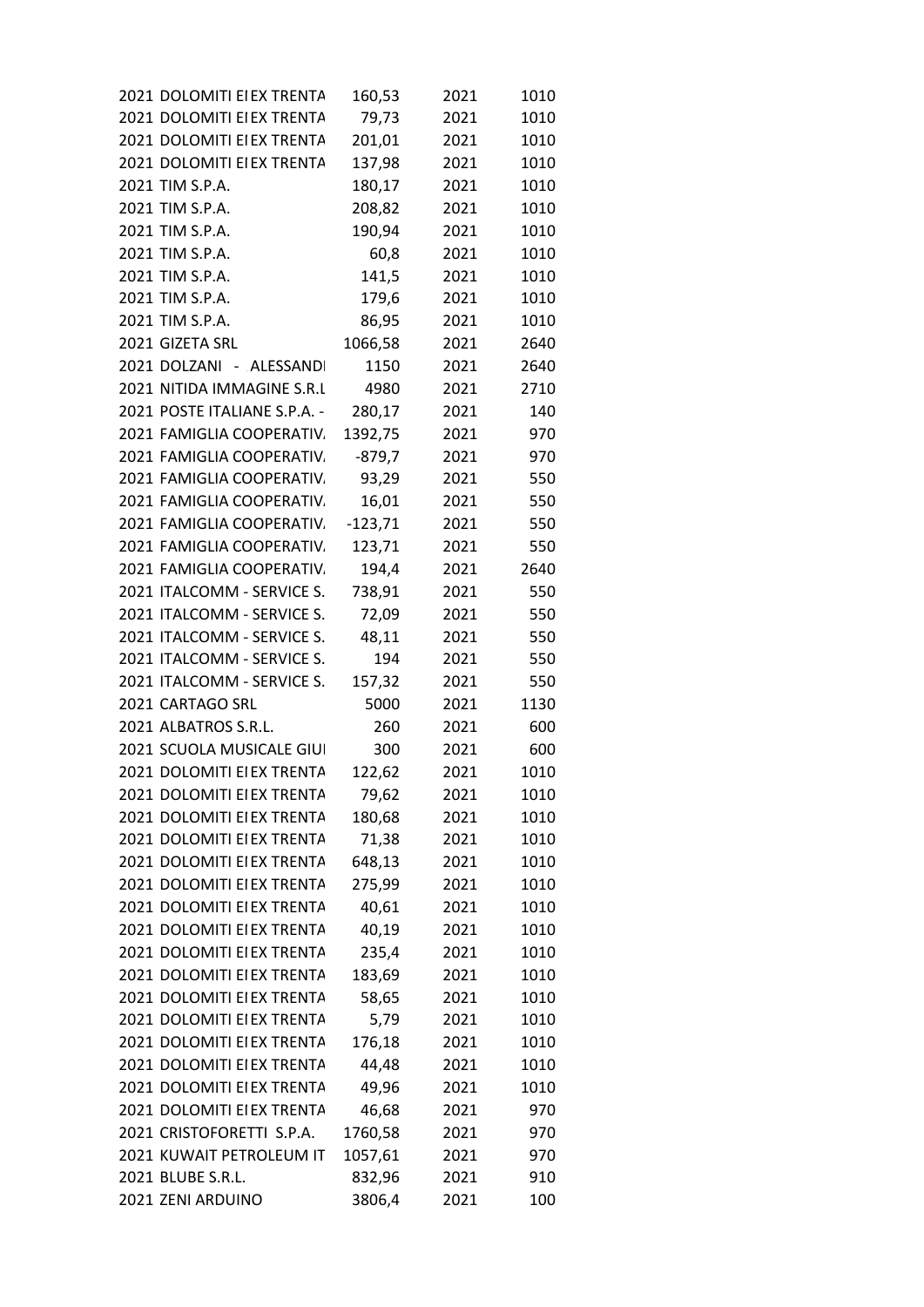| | | | | |
|---|---|---|---|---|
| 2021 | DOLOMITI EI EX TRENTA | 160,53 | 2021 | 1010 |
| 2021 | DOLOMITI EI EX TRENTA | 79,73 | 2021 | 1010 |
| 2021 | DOLOMITI EI EX TRENTA | 201,01 | 2021 | 1010 |
| 2021 | DOLOMITI EI EX TRENTA | 137,98 | 2021 | 1010 |
| 2021 | TIM S.P.A. | 180,17 | 2021 | 1010 |
| 2021 | TIM S.P.A. | 208,82 | 2021 | 1010 |
| 2021 | TIM S.P.A. | 190,94 | 2021 | 1010 |
| 2021 | TIM S.P.A. | 60,8 | 2021 | 1010 |
| 2021 | TIM S.P.A. | 141,5 | 2021 | 1010 |
| 2021 | TIM S.P.A. | 179,6 | 2021 | 1010 |
| 2021 | TIM S.P.A. | 86,95 | 2021 | 1010 |
| 2021 | GIZETA SRL | 1066,58 | 2021 | 2640 |
| 2021 | DOLZANI - ALESSANDI | 1150 | 2021 | 2640 |
| 2021 | NITIDA IMMAGINE S.R.L | 4980 | 2021 | 2710 |
| 2021 | POSTE ITALIANE S.P.A. - | 280,17 | 2021 | 140 |
| 2021 | FAMIGLIA COOPERATIV. | 1392,75 | 2021 | 970 |
| 2021 | FAMIGLIA COOPERATIV. | -879,7 | 2021 | 970 |
| 2021 | FAMIGLIA COOPERATIV. | 93,29 | 2021 | 550 |
| 2021 | FAMIGLIA COOPERATIV. | 16,01 | 2021 | 550 |
| 2021 | FAMIGLIA COOPERATIV. | -123,71 | 2021 | 550 |
| 2021 | FAMIGLIA COOPERATIV. | 123,71 | 2021 | 550 |
| 2021 | FAMIGLIA COOPERATIV. | 194,4 | 2021 | 2640 |
| 2021 | ITALCOMM - SERVICE S. | 738,91 | 2021 | 550 |
| 2021 | ITALCOMM - SERVICE S. | 72,09 | 2021 | 550 |
| 2021 | ITALCOMM - SERVICE S. | 48,11 | 2021 | 550 |
| 2021 | ITALCOMM - SERVICE S. | 194 | 2021 | 550 |
| 2021 | ITALCOMM - SERVICE S. | 157,32 | 2021 | 550 |
| 2021 | CARTAGO SRL | 5000 | 2021 | 1130 |
| 2021 | ALBATROS S.R.L. | 260 | 2021 | 600 |
| 2021 | SCUOLA MUSICALE GIUI | 300 | 2021 | 600 |
| 2021 | DOLOMITI EI EX TRENTA | 122,62 | 2021 | 1010 |
| 2021 | DOLOMITI EI EX TRENTA | 79,62 | 2021 | 1010 |
| 2021 | DOLOMITI EI EX TRENTA | 180,68 | 2021 | 1010 |
| 2021 | DOLOMITI EI EX TRENTA | 71,38 | 2021 | 1010 |
| 2021 | DOLOMITI EI EX TRENTA | 648,13 | 2021 | 1010 |
| 2021 | DOLOMITI EI EX TRENTA | 275,99 | 2021 | 1010 |
| 2021 | DOLOMITI EI EX TRENTA | 40,61 | 2021 | 1010 |
| 2021 | DOLOMITI EI EX TRENTA | 40,19 | 2021 | 1010 |
| 2021 | DOLOMITI EI EX TRENTA | 235,4 | 2021 | 1010 |
| 2021 | DOLOMITI EI EX TRENTA | 183,69 | 2021 | 1010 |
| 2021 | DOLOMITI EI EX TRENTA | 58,65 | 2021 | 1010 |
| 2021 | DOLOMITI EI EX TRENTA | 5,79 | 2021 | 1010 |
| 2021 | DOLOMITI EI EX TRENTA | 176,18 | 2021 | 1010 |
| 2021 | DOLOMITI EI EX TRENTA | 44,48 | 2021 | 1010 |
| 2021 | DOLOMITI EI EX TRENTA | 49,96 | 2021 | 1010 |
| 2021 | DOLOMITI EI EX TRENTA | 46,68 | 2021 | 970 |
| 2021 | CRISTOFORETTI S.P.A. | 1760,58 | 2021 | 970 |
| 2021 | KUWAIT PETROLEUM IT | 1057,61 | 2021 | 970 |
| 2021 | BLUBE S.R.L. | 832,96 | 2021 | 910 |
| 2021 | ZENI ARDUINO | 3806,4 | 2021 | 100 |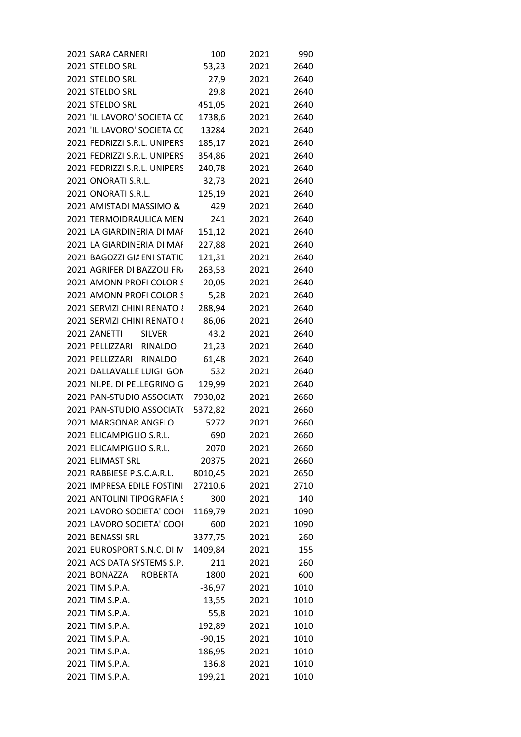| | | | | |
|---|---|---|---|---|
| 2021 | SARA CARNERI | 100 | 2021 | 990 |
| 2021 | STELDO SRL | 53,23 | 2021 | 2640 |
| 2021 | STELDO SRL | 27,9 | 2021 | 2640 |
| 2021 | STELDO SRL | 29,8 | 2021 | 2640 |
| 2021 | STELDO SRL | 451,05 | 2021 | 2640 |
| 2021 | 'IL LAVORO' SOCIETA CC | 1738,6 | 2021 | 2640 |
| 2021 | 'IL LAVORO' SOCIETA CC | 13284 | 2021 | 2640 |
| 2021 | FEDRIZZI S.R.L. UNIPERS | 185,17 | 2021 | 2640 |
| 2021 | FEDRIZZI S.R.L. UNIPERS | 354,86 | 2021 | 2640 |
| 2021 | FEDRIZZI S.R.L. UNIPERS | 240,78 | 2021 | 2640 |
| 2021 | ONORATI S.R.L. | 32,73 | 2021 | 2640 |
| 2021 | ONORATI S.R.L. | 125,19 | 2021 | 2640 |
| 2021 | AMISTADI MASSIMO & | 429 | 2021 | 2640 |
| 2021 | TERMOIDRAULICA MEN | 241 | 2021 | 2640 |
| 2021 | LA GIARDINERIA DI MAF | 151,12 | 2021 | 2640 |
| 2021 | LA GIARDINERIA DI MAF | 227,88 | 2021 | 2640 |
| 2021 | BAGOZZI GIAENI STATIC | 121,31 | 2021 | 2640 |
| 2021 | AGRIFER DI BAZZOLI FR/ | 263,53 | 2021 | 2640 |
| 2021 | AMONN PROFI COLOR S | 20,05 | 2021 | 2640 |
| 2021 | AMONN PROFI COLOR S | 5,28 | 2021 | 2640 |
| 2021 | SERVIZI CHINI RENATO & | 288,94 | 2021 | 2640 |
| 2021 | SERVIZI CHINI RENATO & | 86,06 | 2021 | 2640 |
| 2021 | ZANETTI SILVER | 43,2 | 2021 | 2640 |
| 2021 | PELLIZZARI RINALDO | 21,23 | 2021 | 2640 |
| 2021 | PELLIZZARI RINALDO | 61,48 | 2021 | 2640 |
| 2021 | DALLAVALLE LUIGI GON | 532 | 2021 | 2640 |
| 2021 | NI.PE. DI PELLEGRINO G | 129,99 | 2021 | 2640 |
| 2021 | PAN-STUDIO ASSOCIATO | 7930,02 | 2021 | 2660 |
| 2021 | PAN-STUDIO ASSOCIATO | 5372,82 | 2021 | 2660 |
| 2021 | MARGONAR ANGELO | 5272 | 2021 | 2660 |
| 2021 | ELICAMPIGLIO S.R.L. | 690 | 2021 | 2660 |
| 2021 | ELICAMPIGLIO S.R.L. | 2070 | 2021 | 2660 |
| 2021 | ELIMAST SRL | 20375 | 2021 | 2660 |
| 2021 | RABBIESE P.S.C.A.R.L. | 8010,45 | 2021 | 2650 |
| 2021 | IMPRESA EDILE FOSTINI | 27210,6 | 2021 | 2710 |
| 2021 | ANTOLINI TIPOGRAFIA S | 300 | 2021 | 140 |
| 2021 | LAVORO SOCIETA' COOF | 1169,79 | 2021 | 1090 |
| 2021 | LAVORO SOCIETA' COOF | 600 | 2021 | 1090 |
| 2021 | BENASSI SRL | 3377,75 | 2021 | 260 |
| 2021 | EUROSPORT S.N.C. DI M | 1409,84 | 2021 | 155 |
| 2021 | ACS DATA SYSTEMS S.P. | 211 | 2021 | 260 |
| 2021 | BONAZZA ROBERTA | 1800 | 2021 | 600 |
| 2021 | TIM S.P.A. | -36,97 | 2021 | 1010 |
| 2021 | TIM S.P.A. | 13,55 | 2021 | 1010 |
| 2021 | TIM S.P.A. | 55,8 | 2021 | 1010 |
| 2021 | TIM S.P.A. | 192,89 | 2021 | 1010 |
| 2021 | TIM S.P.A. | -90,15 | 2021 | 1010 |
| 2021 | TIM S.P.A. | 186,95 | 2021 | 1010 |
| 2021 | TIM S.P.A. | 136,8 | 2021 | 1010 |
| 2021 | TIM S.P.A. | 199,21 | 2021 | 1010 |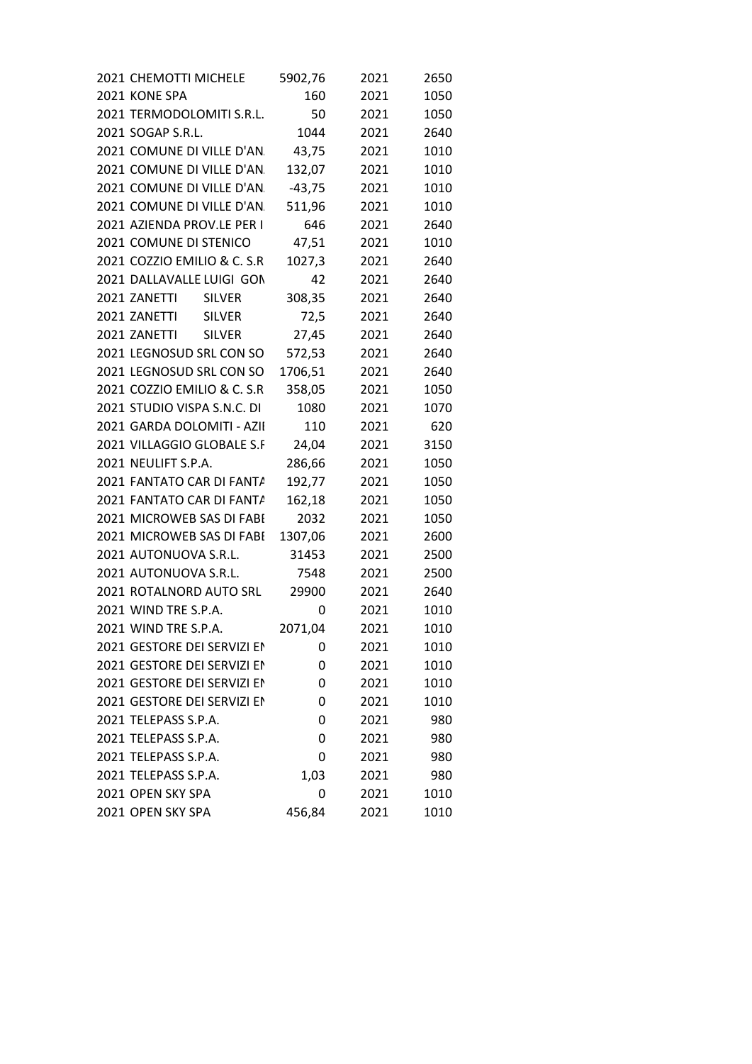| | | | | |
|---|---|---|---|---|
| 2021 | CHEMOTTI MICHELE | 5902,76 | 2021 | 2650 |
| 2021 | KONE SPA | 160 | 2021 | 1050 |
| 2021 | TERMODOLOMITI S.R.L. | 50 | 2021 | 1050 |
| 2021 | SOGAP S.R.L. | 1044 | 2021 | 2640 |
| 2021 | COMUNE DI VILLE D'AN | 43,75 | 2021 | 1010 |
| 2021 | COMUNE DI VILLE D'AN | 132,07 | 2021 | 1010 |
| 2021 | COMUNE DI VILLE D'AN | -43,75 | 2021 | 1010 |
| 2021 | COMUNE DI VILLE D'AN | 511,96 | 2021 | 1010 |
| 2021 | AZIENDA PROV.LE PER I | 646 | 2021 | 2640 |
| 2021 | COMUNE DI STENICO | 47,51 | 2021 | 1010 |
| 2021 | COZZIO EMILIO & C. S.R | 1027,3 | 2021 | 2640 |
| 2021 | DALLAVALLE LUIGI GON | 42 | 2021 | 2640 |
| 2021 | ZANETTI SILVER | 308,35 | 2021 | 2640 |
| 2021 | ZANETTI SILVER | 72,5 | 2021 | 2640 |
| 2021 | ZANETTI SILVER | 27,45 | 2021 | 2640 |
| 2021 | LEGNOSUD SRL CON SO | 572,53 | 2021 | 2640 |
| 2021 | LEGNOSUD SRL CON SO | 1706,51 | 2021 | 2640 |
| 2021 | COZZIO EMILIO & C. S.R | 358,05 | 2021 | 1050 |
| 2021 | STUDIO VISPA S.N.C. DI | 1080 | 2021 | 1070 |
| 2021 | GARDA DOLOMITI - AZII | 110 | 2021 | 620 |
| 2021 | VILLAGGIO GLOBALE S.F | 24,04 | 2021 | 3150 |
| 2021 | NEULIFT S.P.A. | 286,66 | 2021 | 1050 |
| 2021 | FANTATO CAR DI FANTA | 192,77 | 2021 | 1050 |
| 2021 | FANTATO CAR DI FANTA | 162,18 | 2021 | 1050 |
| 2021 | MICROWEB SAS DI FABI | 2032 | 2021 | 1050 |
| 2021 | MICROWEB SAS DI FABI | 1307,06 | 2021 | 2600 |
| 2021 | AUTONUOVA S.R.L. | 31453 | 2021 | 2500 |
| 2021 | AUTONUOVA S.R.L. | 7548 | 2021 | 2500 |
| 2021 | ROTALNORD AUTO SRL | 29900 | 2021 | 2640 |
| 2021 | WIND TRE S.P.A. | 0 | 2021 | 1010 |
| 2021 | WIND TRE S.P.A. | 2071,04 | 2021 | 1010 |
| 2021 | GESTORE DEI SERVIZI EN | 0 | 2021 | 1010 |
| 2021 | GESTORE DEI SERVIZI EN | 0 | 2021 | 1010 |
| 2021 | GESTORE DEI SERVIZI EN | 0 | 2021 | 1010 |
| 2021 | GESTORE DEI SERVIZI EN | 0 | 2021 | 1010 |
| 2021 | TELEPASS S.P.A. | 0 | 2021 | 980 |
| 2021 | TELEPASS S.P.A. | 0 | 2021 | 980 |
| 2021 | TELEPASS S.P.A. | 0 | 2021 | 980 |
| 2021 | TELEPASS S.P.A. | 1,03 | 2021 | 980 |
| 2021 | OPEN SKY SPA | 0 | 2021 | 1010 |
| 2021 | OPEN SKY SPA | 456,84 | 2021 | 1010 |